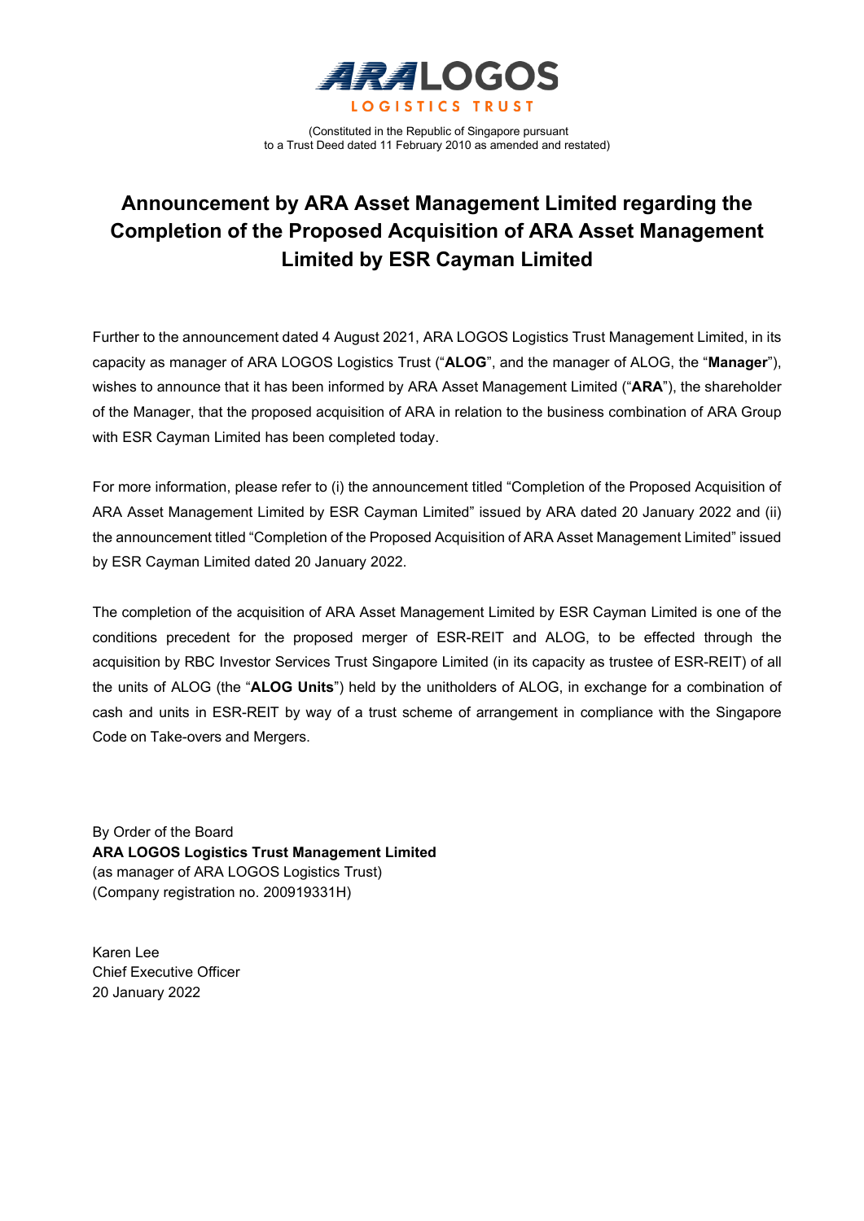ARA LOGOS

LOGISTICS TRUST

(Constituted in the Republic of Singapore pursuant to a Trust Deed dated 11 February 2010 as amended and restated)

# Announcement by ARA Asset Management Limited regarding the Completion of the Proposed Acquisition of ARA Asset Management Limited by ESR Cayman Limited

Further to the announcement dated 4 August 2021, ARA LOGOS Logistics Trust Management Limited, in its capacity as manager of ARA LOGOS Logistics Trust ("**ALOG**", and the manager of ALOG, the "**Manager**"), wishes to announce that it has been informed by ARA Asset Management Limited ("**ARA**"), the shareholder of the Manager, that the proposed acquisition of ARA in relation to the business combination of ARA Group with ESR Cayman Limited has been completed today.

For more information, please refer to (i) the announcement titled "Completion of the Proposed Acquisition of ARA Asset Management Limited by ESR Cayman Limited" issued by ARA dated 20 January 2022 and (ii) the announcement titled "Completion of the Proposed Acquisition of ARA Asset Management Limited" issued by ESR Cayman Limited dated 20 January 2022.

The completion of the acquisition of ARA Asset Management Limited by ESR Cayman Limited is one of the conditions precedent for the proposed merger of ESR-REIT and ALOG, to be effected through the acquisition by RBC Investor Services Trust Singapore Limited (in its capacity as trustee of ESR-REIT) of all the units of ALOG (the "**ALOG Units**") held by the unitholders of ALOG, in exchange for a combination of cash and units in ESR-REIT by way of a trust scheme of arrangement in compliance with the Singapore Code on Take-overs and Mergers.

By Order of the Board
**ARA LOGOS Logistics Trust Management Limited**
(as manager of ARA LOGOS Logistics Trust)
(Company registration no. 200919331H)

Karen Lee
Chief Executive Officer
20 January 2022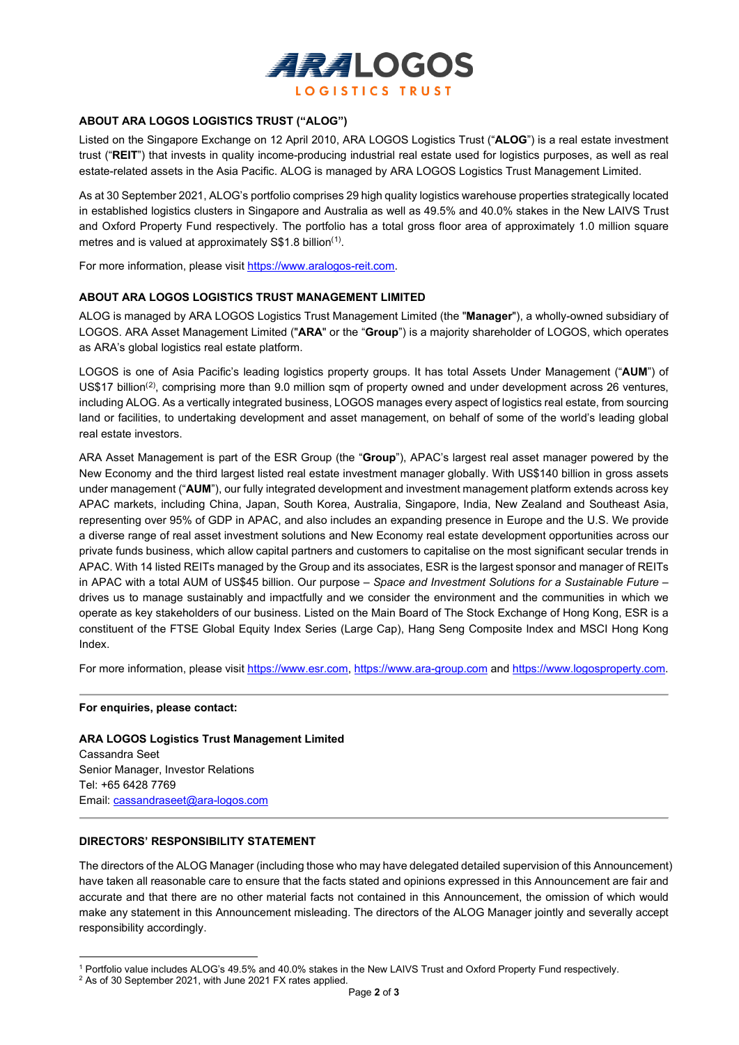## ABOUT ARA LOGOS LOGISTICS TRUST ("ALOG")

Listed on the Singapore Exchange on 12 April 2010, ARA LOGOS Logistics Trust ("**ALOG**") is a real estate investment trust ("**REIT**") that invests in quality income-producing industrial real estate used for logistics purposes, as well as real estate-related assets in the Asia Pacific. ALOG is managed by ARA LOGOS Logistics Trust Management Limited.

As at 30 September 2021, ALOG's portfolio comprises 29 high quality logistics warehouse properties strategically located in established logistics clusters in Singapore and Australia as well as 49.5% and 40.0% stakes in the New LAIVS Trust and Oxford Property Fund respectively. The portfolio has a total gross floor area of approximately 1.0 million square metres and is valued at approximately S$1.8 billion[1].

For more information, please visit https://www.aralogos-reit.com.

## ABOUT ARA LOGOS LOGISTICS TRUST MANAGEMENT LIMITED

ALOG is managed by ARA LOGOS Logistics Trust Management Limited (the "**Manager**"), a wholly-owned subsidiary of LOGOS. ARA Asset Management Limited ("**ARA**" or the "**Group**") is a majority shareholder of LOGOS, which operates as ARA's global logistics real estate platform.

LOGOS is one of Asia Pacific's leading logistics property groups. It has total Assets Under Management ("**AUM**") of US$17 billion[2], comprising more than 9.0 million sqm of property owned and under development across 26 ventures, including ALOG. As a vertically integrated business, LOGOS manages every aspect of logistics real estate, from sourcing land or facilities, to undertaking development and asset management, on behalf of some of the world's leading global real estate investors.

ARA Asset Management is part of the ESR Group (the "**Group**"), APAC's largest real asset manager powered by the New Economy and the third largest listed real estate investment manager globally. With US$140 billion in gross assets under management ("**AUM**"), our fully integrated development and investment management platform extends across key APAC markets, including China, Japan, South Korea, Australia, Singapore, India, New Zealand and Southeast Asia, representing over 95% of GDP in APAC, and also includes an expanding presence in Europe and the U.S. We provide a diverse range of real asset investment solutions and New Economy real estate development opportunities across our private funds business, which allow capital partners and customers to capitalise on the most significant secular trends in APAC. With 14 listed REITs managed by the Group and its associates, ESR is the largest sponsor and manager of REITs in APAC with a total AUM of US$45 billion. Our purpose – *Space and Investment Solutions for a Sustainable Future* – drives us to manage sustainably and impactfully and we consider the environment and the communities in which we operate as key stakeholders of our business. Listed on the Main Board of The Stock Exchange of Hong Kong, ESR is a constituent of the FTSE Global Equity Index Series (Large Cap), Hang Seng Composite Index and MSCI Hong Kong Index.

For more information, please visit https://www.esr.com, https://www.ara-group.com and https://www.logosproperty.com.

---

**For enquiries, please contact:**

**ARA LOGOS Logistics Trust Management Limited**
Cassandra Seet
Senior Manager, Investor Relations
Tel: +65 6428 7769
Email: cassandraseet@ara-logos.com

---

## DIRECTORS' RESPONSIBILITY STATEMENT

The directors of the ALOG Manager (including those who may have delegated detailed supervision of this Announcement) have taken all reasonable care to ensure that the facts stated and opinions expressed in this Announcement are fair and accurate and that there are no other material facts not contained in this Announcement, the omission of which would make any statement in this Announcement misleading. The directors of the ALOG Manager jointly and severally accept responsibility accordingly.

---

[1] Portfolio value includes ALOG's 49.5% and 40.0% stakes in the New LAIVS Trust and Oxford Property Fund respectively.
[2] As of 30 September 2021, with June 2021 FX rates applied.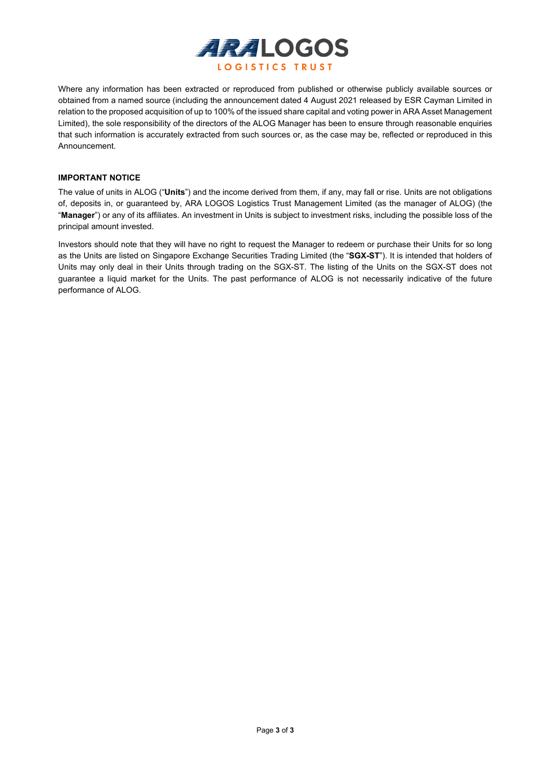Where any information has been extracted or reproduced from published or otherwise publicly available sources or obtained from a named source (including the announcement dated 4 August 2021 released by ESR Cayman Limited in relation to the proposed acquisition of up to 100% of the issued share capital and voting power in ARA Asset Management Limited), the sole responsibility of the directors of the ALOG Manager has been to ensure through reasonable enquiries that such information is accurately extracted from such sources or, as the case may be, reflected or reproduced in this Announcement.

**IMPORTANT NOTICE**

The value of units in ALOG ("**Units**") and the income derived from them, if any, may fall or rise. Units are not obligations of, deposits in, or guaranteed by, ARA LOGOS Logistics Trust Management Limited (as the manager of ALOG) (the "**Manager**") or any of its affiliates. An investment in Units is subject to investment risks, including the possible loss of the principal amount invested.

Investors should note that they will have no right to request the Manager to redeem or purchase their Units for so long as the Units are listed on Singapore Exchange Securities Trading Limited (the "**SGX-ST**"). It is intended that holders of Units may only deal in their Units through trading on the SGX-ST. The listing of the Units on the SGX-ST does not guarantee a liquid market for the Units. The past performance of ALOG is not necessarily indicative of the future performance of ALOG.